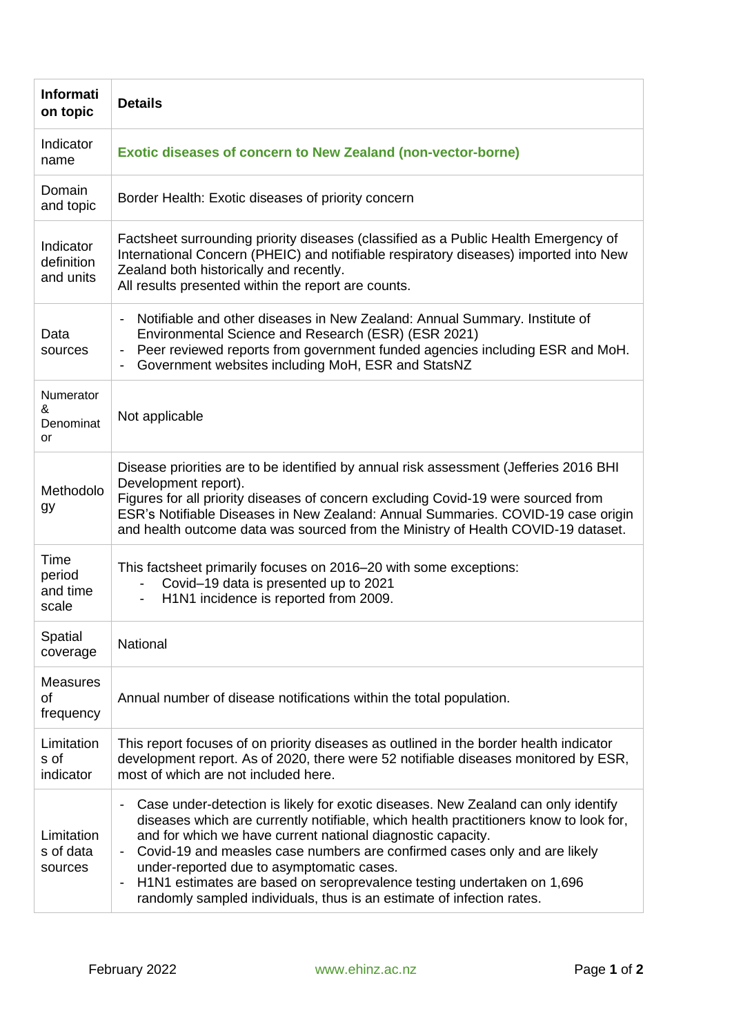| Information topic | Details |
|---|---|
| Indicator name | **Exotic diseases of concern to New Zealand (non-vector-borne)** |
| Domain and topic | Border Health: Exotic diseases of priority concern |
| Indicator definition and units | Factsheet surrounding priority diseases (classified as a Public Health Emergency of International Concern (PHEIC) and notifiable respiratory diseases) imported into New Zealand both historically and recently.<br>All results presented within the report are counts. |
| Data sources | - Notifiable and other diseases in New Zealand: Annual Summary. Institute of Environmental Science and Research (ESR) (ESR 2021)<br>- Peer reviewed reports from government funded agencies including ESR and MoH.<br>- Government websites including MoH, ESR and StatsNZ |
| Numerator & Denominator | Not applicable |
| Methodology | Disease priorities are to be identified by annual risk assessment (Jefferies 2016 BHI Development report).<br>Figures for all priority diseases of concern excluding Covid-19 were sourced from ESR's Notifiable Diseases in New Zealand: Annual Summaries. COVID-19 case origin and health outcome data was sourced from the Ministry of Health COVID-19 dataset. |
| Time period and time scale | This factsheet primarily focuses on 2016–20 with some exceptions:<br>- Covid–19 data is presented up to 2021<br>- H1N1 incidence is reported from 2009. |
| Spatial coverage | National |
| Measures of frequency | Annual number of disease notifications within the total population. |
| Limitations of indicator | This report focuses of on priority diseases as outlined in the border health indicator development report. As of 2020, there were 52 notifiable diseases monitored by ESR, most of which are not included here. |
| Limitations of data sources | - Case under-detection is likely for exotic diseases. New Zealand can only identify diseases which are currently notifiable, which health practitioners know to look for, and for which we have current national diagnostic capacity.<br>- Covid-19 and measles case numbers are confirmed cases only and are likely under-reported due to asymptomatic cases.<br>- H1N1 estimates are based on seroprevalence testing undertaken on 1,696 randomly sampled individuals, thus is an estimate of infection rates. |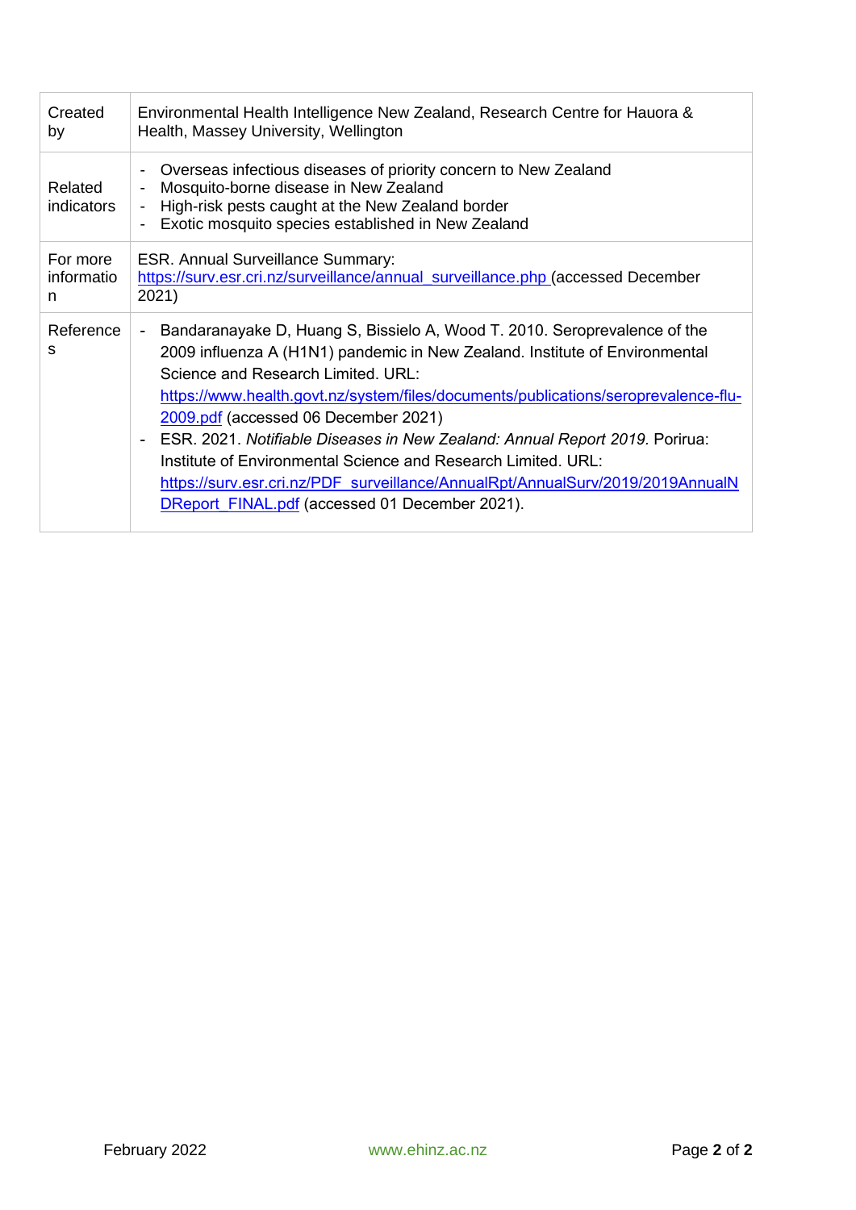| | |
|---|---|
| Created by | Environmental Health Intelligence New Zealand, Research Centre for Hauora & Health, Massey University, Wellington |
| Related indicators | - Overseas infectious diseases of priority concern to New Zealand<br>- Mosquito-borne disease in New Zealand<br>- High-risk pests caught at the New Zealand border<br>- Exotic mosquito species established in New Zealand |
| For more information | ESR. Annual Surveillance Summary: https://surv.esr.cri.nz/surveillance/annual_surveillance.php (accessed December 2021) |
| References | - Bandaranayake D, Huang S, Bissielo A, Wood T. 2010. Seroprevalence of the 2009 influenza A (H1N1) pandemic in New Zealand. Institute of Environmental Science and Research Limited. URL: https://www.health.govt.nz/system/files/documents/publications/seroprevalence-flu-2009.pdf (accessed 06 December 2021)<br>- ESR. 2021. *Notifiable Diseases in New Zealand: Annual Report 2019.* Porirua: Institute of Environmental Science and Research Limited. URL: https://surv.esr.cri.nz/PDF_surveillance/AnnualRpt/AnnualSurv/2019/2019AnnualNDReport_FINAL.pdf (accessed 01 December 2021). |